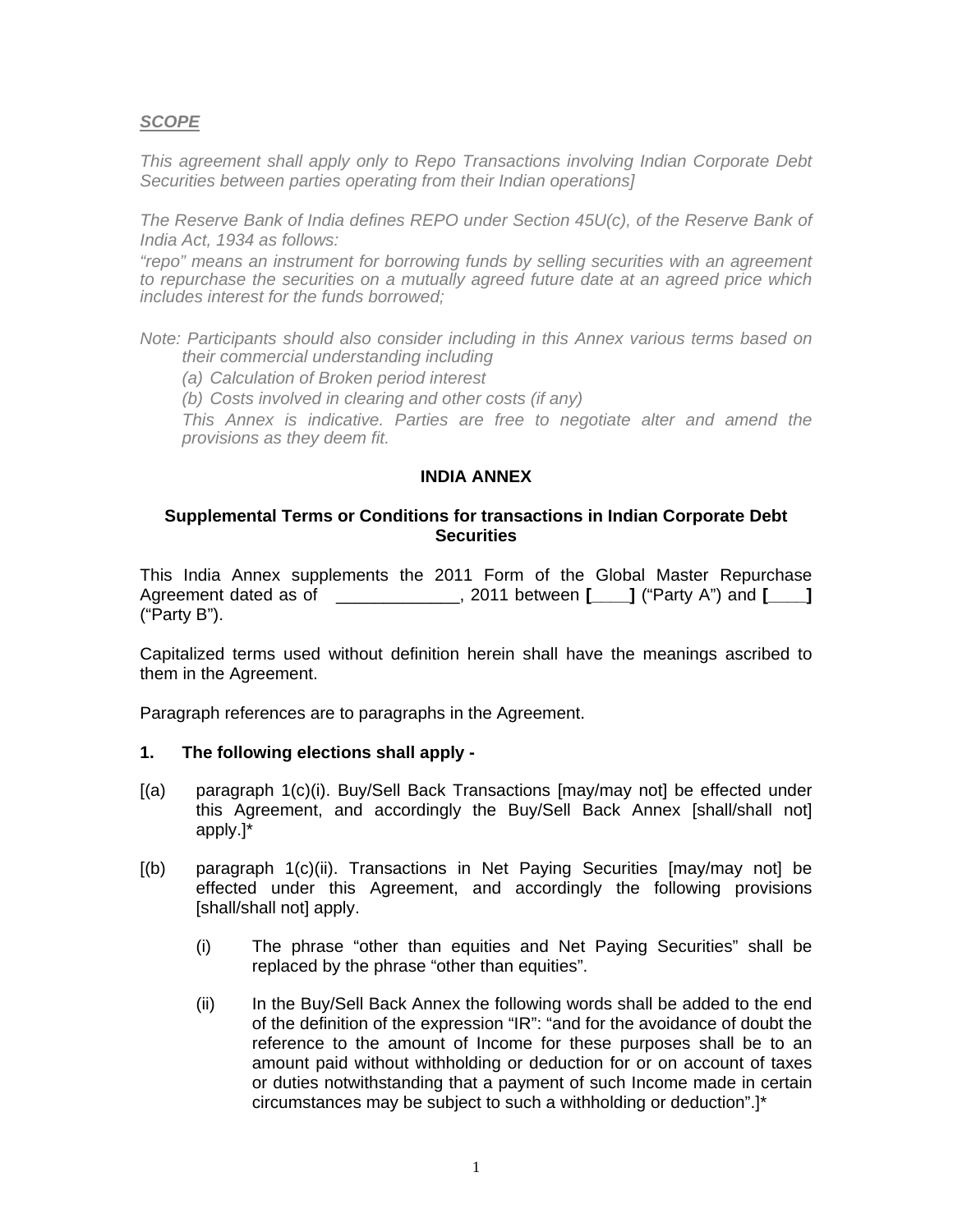***SCOPE***

*This agreement shall apply only to Repo Transactions involving Indian Corporate Debt Securities between parties operating from their Indian operations]*

*The Reserve Bank of India defines REPO under Section 45U(c), of the Reserve Bank of India Act, 1934 as follows:*

*"repo" means an instrument for borrowing funds by selling securities with an agreement to repurchase the securities on a mutually agreed future date at an agreed price which includes interest for the funds borrowed;*

*Note: Participants should also consider including in this Annex various terms based on their commercial understanding including*

*(a) Calculation of Broken period interest*

*(b) Costs involved in clearing and other costs (if any)*

*This Annex is indicative. Parties are free to negotiate alter and amend the provisions as they deem fit.*

**INDIA ANNEX**

**Supplemental Terms or Conditions for transactions in Indian Corporate Debt Securities**

This India Annex supplements the 2011 Form of the Global Master Repurchase Agreement dated as of _____________, 2011 between **[____]** ("Party A") and **[____]** ("Party B").

Capitalized terms used without definition herein shall have the meanings ascribed to them in the Agreement.

Paragraph references are to paragraphs in the Agreement.

**1. The following elections shall apply -**

[(a) paragraph 1(c)(i). Buy/Sell Back Transactions [may/may not] be effected under this Agreement, and accordingly the Buy/Sell Back Annex [shall/shall not] apply.]*

[(b) paragraph 1(c)(ii). Transactions in Net Paying Securities [may/may not] be effected under this Agreement, and accordingly the following provisions [shall/shall not] apply.

(i) The phrase "other than equities and Net Paying Securities" shall be replaced by the phrase "other than equities".

(ii) In the Buy/Sell Back Annex the following words shall be added to the end of the definition of the expression "IR": "and for the avoidance of doubt the reference to the amount of Income for these purposes shall be to an amount paid without withholding or deduction for or on account of taxes or duties notwithstanding that a payment of such Income made in certain circumstances may be subject to such a withholding or deduction".]*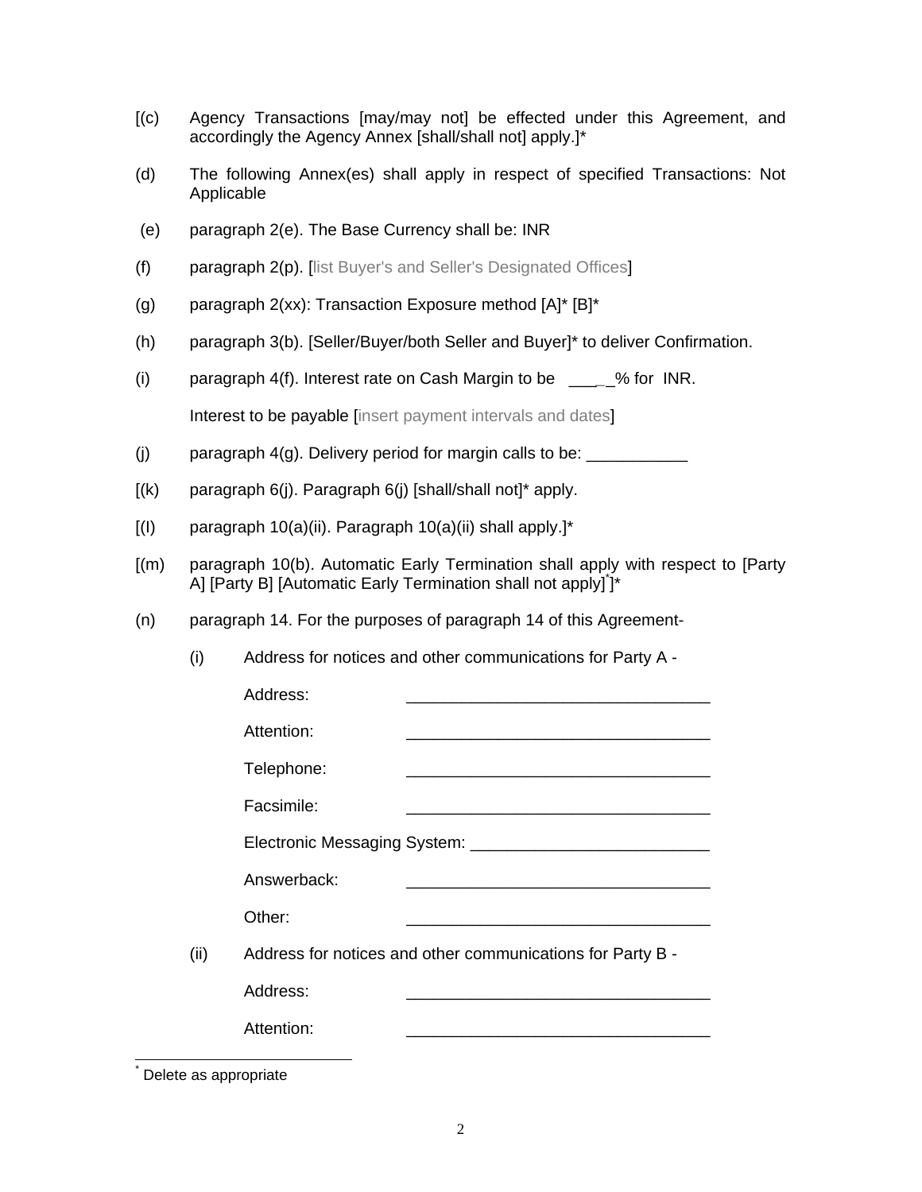[(c) Agency Transactions [may/may not] be effected under this Agreement, and accordingly the Agency Annex [shall/shall not] apply.]*

(d) The following Annex(es) shall apply in respect of specified Transactions: Not Applicable

(e) paragraph 2(e). The Base Currency shall be: INR

(f) paragraph 2(p). [list Buyer's and Seller's Designated Offices]

(g) paragraph 2(xx): Transaction Exposure method [A]* [B]*

(h) paragraph 3(b). [Seller/Buyer/both Seller and Buyer]* to deliver Confirmation.

(i) paragraph 4(f). Interest rate on Cash Margin to be _____% for INR.

Interest to be payable [insert payment intervals and dates]

(j) paragraph 4(g). Delivery period for margin calls to be: ___________

[(k) paragraph 6(j). Paragraph 6(j) [shall/shall not]* apply.

[(l) paragraph 10(a)(ii). Paragraph 10(a)(ii) shall apply.]*

[(m) paragraph 10(b). Automatic Early Termination shall apply with respect to [Party A] [Party B] [Automatic Early Termination shall not apply]*]*

(n) paragraph 14. For the purposes of paragraph 14 of this Agreement-

(i) Address for notices and other communications for Party A -

Address: _________________________________

Attention: _________________________________

Telephone: _________________________________

Facsimile: _________________________________

Electronic Messaging System: __________________________

Answerback: _________________________________

Other: _________________________________

(ii) Address for notices and other communications for Party B -

Address: _________________________________

Attention: _________________________________

* Delete as appropriate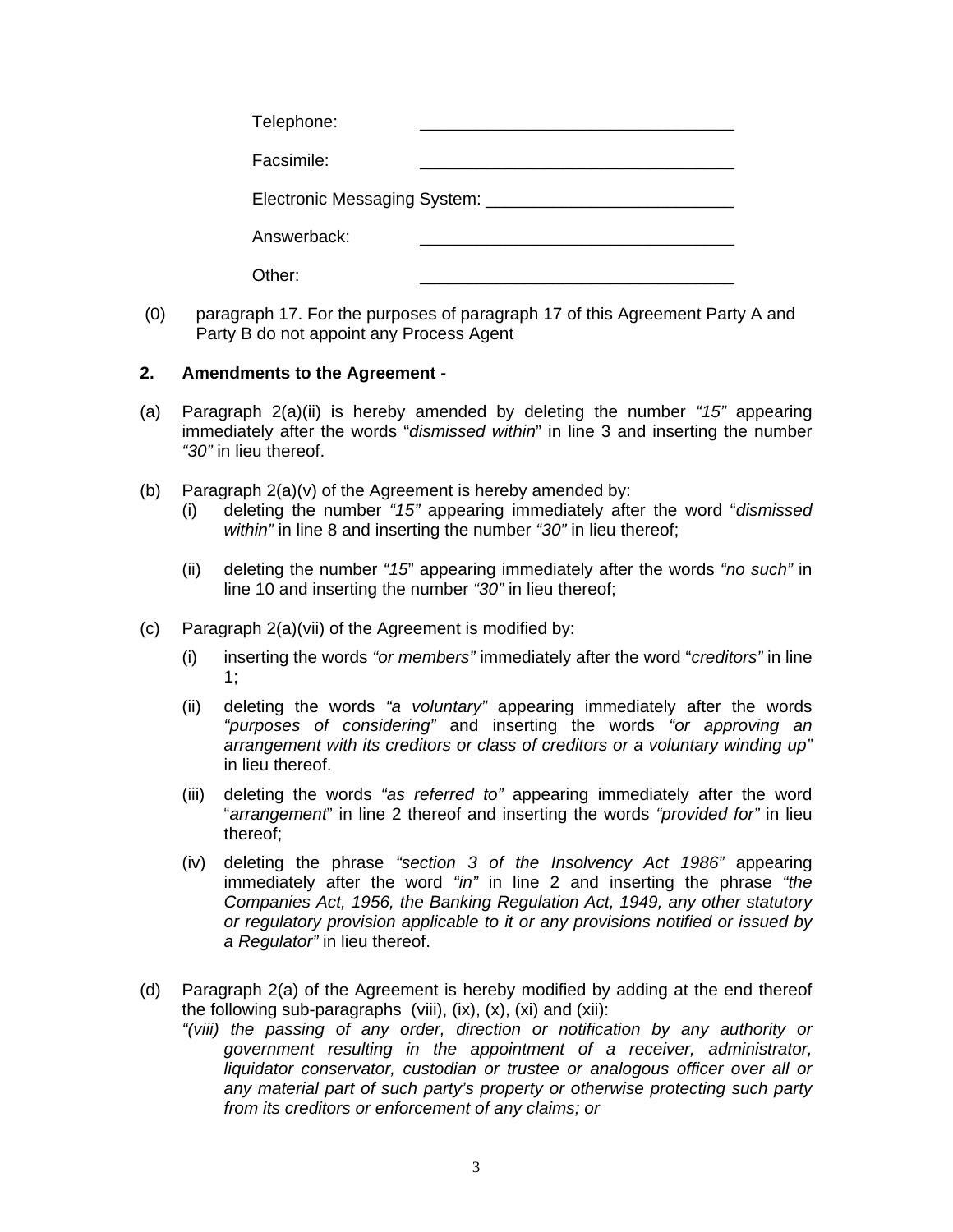Telephone: \_\_\_\_\_\_\_\_\_\_\_\_\_\_\_\_\_\_\_\_\_\_\_\_\_\_\_\_\_\_\_\_\_

Facsimile: \_\_\_\_\_\_\_\_\_\_\_\_\_\_\_\_\_\_\_\_\_\_\_\_\_\_\_\_\_\_\_\_\_

Electronic Messaging System: \_\_\_\_\_\_\_\_\_\_\_\_\_\_\_\_\_\_\_\_\_\_\_\_\_\_

Answerback: \_\_\_\_\_\_\_\_\_\_\_\_\_\_\_\_\_\_\_\_\_\_\_\_\_\_\_\_\_\_\_\_\_

Other: \_\_\_\_\_\_\_\_\_\_\_\_\_\_\_\_\_\_\_\_\_\_\_\_\_\_\_\_\_\_\_\_\_

(0) paragraph 17. For the purposes of paragraph 17 of this Agreement Party A and Party B do not appoint any Process Agent

**2. Amendments to the Agreement -**

(a) Paragraph 2(a)(ii) is hereby amended by deleting the number *"15"* appearing immediately after the words "*dismissed within*" in line 3 and inserting the number *"30"* in lieu thereof.

(b) Paragraph 2(a)(v) of the Agreement is hereby amended by:

(i) deleting the number *"15"* appearing immediately after the word "*dismissed within"* in line 8 and inserting the number *"30"* in lieu thereof;

(ii) deleting the number *"15*" appearing immediately after the words *"no such"* in line 10 and inserting the number *"30"* in lieu thereof;

(c) Paragraph 2(a)(vii) of the Agreement is modified by:

(i) inserting the words *"or members"* immediately after the word "*creditors"* in line 1;

(ii) deleting the words *"a voluntary"* appearing immediately after the words *"purposes of considering"* and inserting the words *"or approving an arrangement with its creditors or class of creditors or a voluntary winding up"* in lieu thereof.

(iii) deleting the words *"as referred to"* appearing immediately after the word "*arrangement*" in line 2 thereof and inserting the words *"provided for"* in lieu thereof;

(iv) deleting the phrase *"section 3 of the Insolvency Act 1986"* appearing immediately after the word *"in"* in line 2 and inserting the phrase *"the Companies Act, 1956, the Banking Regulation Act, 1949, any other statutory or regulatory provision applicable to it or any provisions notified or issued by a Regulator"* in lieu thereof.

(d) Paragraph 2(a) of the Agreement is hereby modified by adding at the end thereof the following sub-paragraphs (viii), (ix), (x), (xi) and (xii):

*"(viii) the passing of any order, direction or notification by any authority or government resulting in the appointment of a receiver, administrator, liquidator conservator, custodian or trustee or analogous officer over all or any material part of such party's property or otherwise protecting such party from its creditors or enforcement of any claims; or*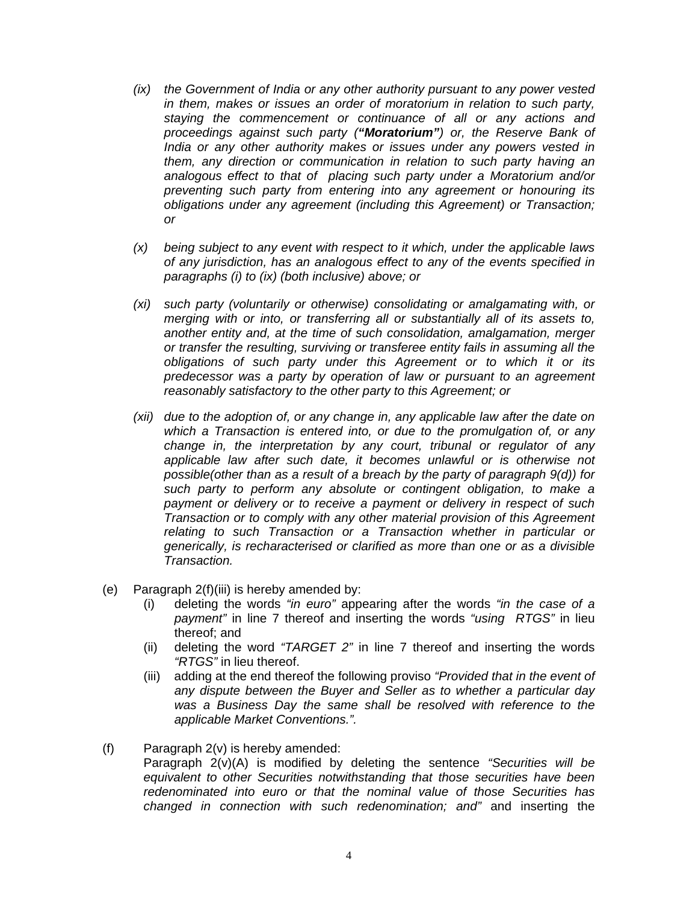*(ix) the Government of India or any other authority pursuant to any power vested in them, makes or issues an order of moratorium in relation to such party, staying the commencement or continuance of all or any actions and proceedings against such party (**"Moratorium"**) or, the Reserve Bank of India or any other authority makes or issues under any powers vested in them, any direction or communication in relation to such party having an analogous effect to that of placing such party under a Moratorium and/or preventing such party from entering into any agreement or honouring its obligations under any agreement (including this Agreement) or Transaction; or*

*(x) being subject to any event with respect to it which, under the applicable laws of any jurisdiction, has an analogous effect to any of the events specified in paragraphs (i) to (ix) (both inclusive) above; or*

*(xi) such party (voluntarily or otherwise) consolidating or amalgamating with, or merging with or into, or transferring all or substantially all of its assets to, another entity and, at the time of such consolidation, amalgamation, merger or transfer the resulting, surviving or transferee entity fails in assuming all the obligations of such party under this Agreement or to which it or its predecessor was a party by operation of law or pursuant to an agreement reasonably satisfactory to the other party to this Agreement; or*

*(xii) due to the adoption of, or any change in, any applicable law after the date on which a Transaction is entered into, or due to the promulgation of, or any change in, the interpretation by any court, tribunal or regulator of any applicable law after such date, it becomes unlawful or is otherwise not possible(other than as a result of a breach by the party of paragraph 9(d)) for such party to perform any absolute or contingent obligation, to make a payment or delivery or to receive a payment or delivery in respect of such Transaction or to comply with any other material provision of this Agreement relating to such Transaction or a Transaction whether in particular or generically, is recharacterised or clarified as more than one or as a divisible Transaction.*

(e) Paragraph 2(f)(iii) is hereby amended by:

- (i) deleting the words *"in euro"* appearing after the words *"in the case of a payment"* in line 7 thereof and inserting the words *"using RTGS"* in lieu thereof; and
- (ii) deleting the word *"TARGET 2"* in line 7 thereof and inserting the words *"RTGS"* in lieu thereof.
- (iii) adding at the end thereof the following proviso *"Provided that in the event of any dispute between the Buyer and Seller as to whether a particular day was a Business Day the same shall be resolved with reference to the applicable Market Conventions.".*

(f) Paragraph 2(v) is hereby amended:
Paragraph 2(v)(A) is modified by deleting the sentence *"Securities will be equivalent to other Securities notwithstanding that those securities have been redenominated into euro or that the nominal value of those Securities has changed in connection with such redenomination; and"* and inserting the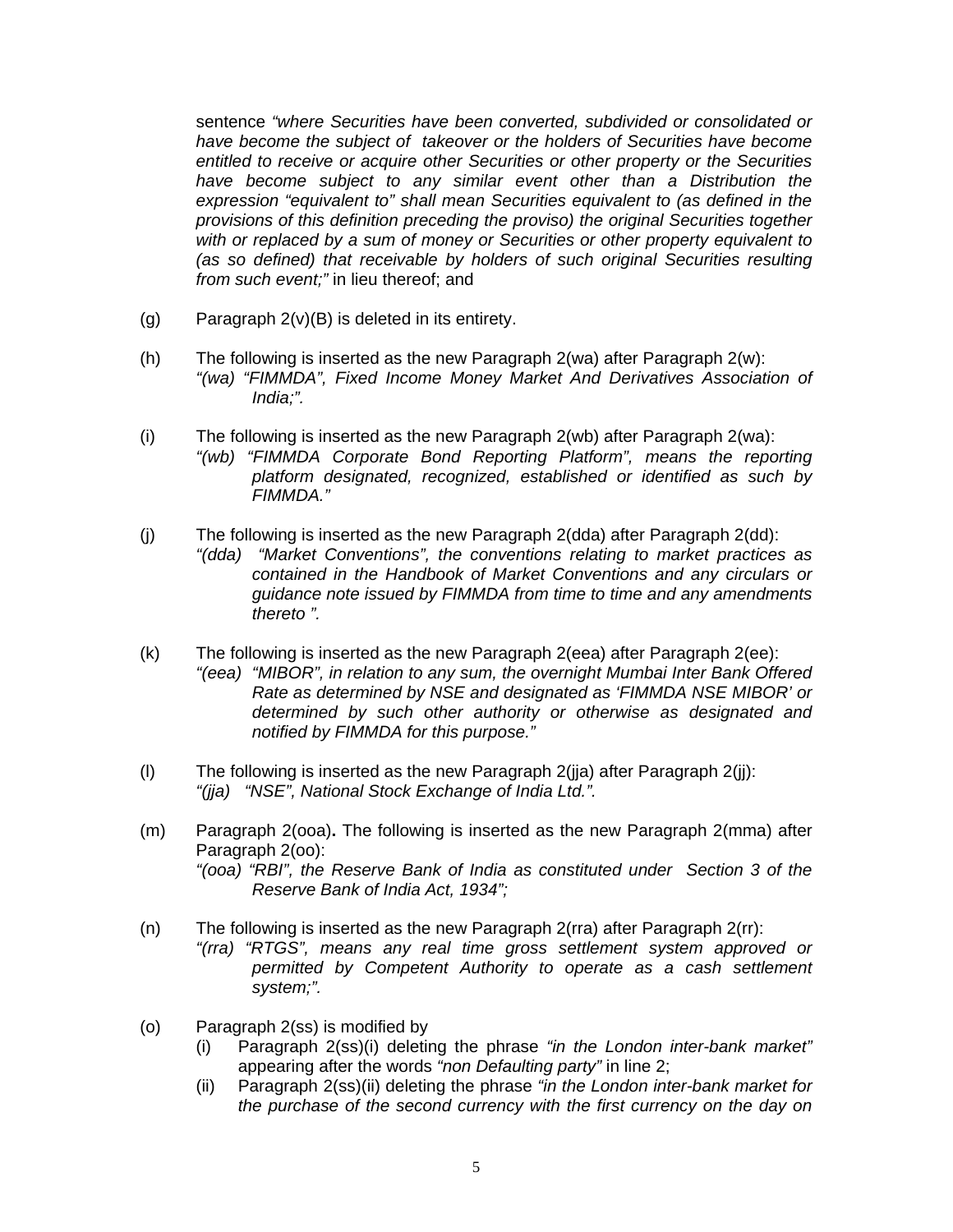sentence *"where Securities have been converted, subdivided or consolidated or have become the subject of takeover or the holders of Securities have become entitled to receive or acquire other Securities or other property or the Securities have become subject to any similar event other than a Distribution the expression "equivalent to" shall mean Securities equivalent to (as defined in the provisions of this definition preceding the proviso) the original Securities together with or replaced by a sum of money or Securities or other property equivalent to (as so defined) that receivable by holders of such original Securities resulting from such event;"* in lieu thereof; and

(g) Paragraph 2(v)(B) is deleted in its entirety.

(h) The following is inserted as the new Paragraph 2(wa) after Paragraph 2(w):
*"(wa) "FIMMDA", Fixed Income Money Market And Derivatives Association of India;".*

(i) The following is inserted as the new Paragraph 2(wb) after Paragraph 2(wa):
*"(wb) "FIMMDA Corporate Bond Reporting Platform", means the reporting platform designated, recognized, established or identified as such by FIMMDA."*

(j) The following is inserted as the new Paragraph 2(dda) after Paragraph 2(dd):
*"(dda) "Market Conventions", the conventions relating to market practices as contained in the Handbook of Market Conventions and any circulars or guidance note issued by FIMMDA from time to time and any amendments thereto ".*

(k) The following is inserted as the new Paragraph 2(eea) after Paragraph 2(ee):
*"(eea) "MIBOR", in relation to any sum, the overnight Mumbai Inter Bank Offered Rate as determined by NSE and designated as 'FIMMDA NSE MIBOR' or determined by such other authority or otherwise as designated and notified by FIMMDA for this purpose."*

(l) The following is inserted as the new Paragraph 2(jja) after Paragraph 2(jj):
*"(jja) "NSE", National Stock Exchange of India Ltd.".*

(m) Paragraph 2(ooa)**.** The following is inserted as the new Paragraph 2(mma) after Paragraph 2(oo):
*"(ooa) "RBI", the Reserve Bank of India as constituted under Section 3 of the Reserve Bank of India Act, 1934";*

(n) The following is inserted as the new Paragraph 2(rra) after Paragraph 2(rr):
*"(rra) "RTGS", means any real time gross settlement system approved or permitted by Competent Authority to operate as a cash settlement system;".*

(o) Paragraph 2(ss) is modified by
   (i) Paragraph 2(ss)(i) deleting the phrase *"in the London inter-bank market"* appearing after the words *"non Defaulting party"* in line 2;
   (ii) Paragraph 2(ss)(ii) deleting the phrase *"in the London inter-bank market for the purchase of the second currency with the first currency on the day on*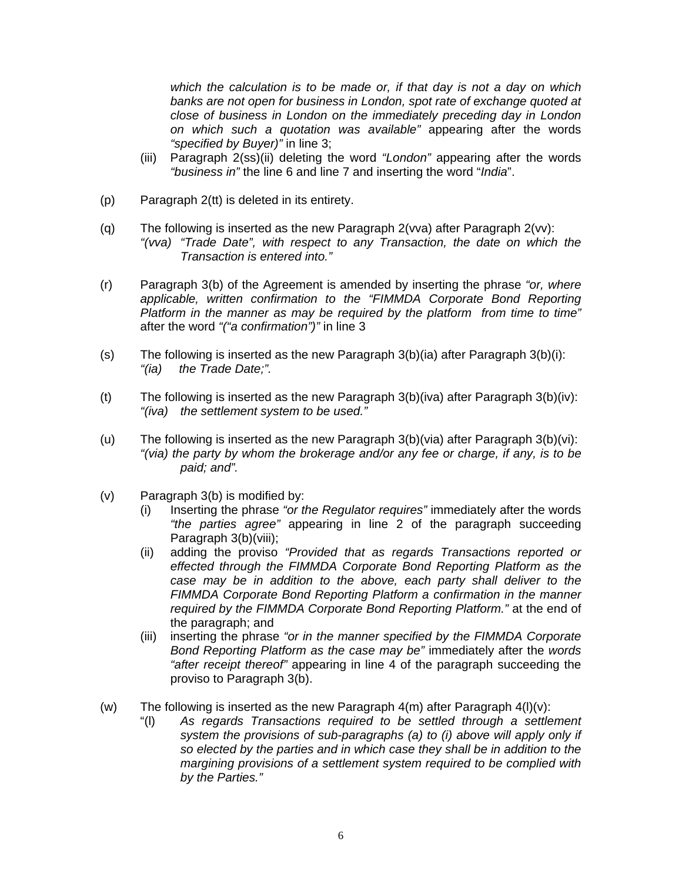*which the calculation is to be made or, if that day is not a day on which banks are not open for business in London, spot rate of exchange quoted at close of business in London on the immediately preceding day in London on which such a quotation was available"* appearing after the words *"specified by Buyer)"* in line 3;

(iii) Paragraph 2(ss)(ii) deleting the word *"London"* appearing after the words *"business in"* the line 6 and line 7 and inserting the word "*India*".

(p) Paragraph 2(tt) is deleted in its entirety.

(q) The following is inserted as the new Paragraph 2(vva) after Paragraph 2(vv):
*"(vva) "Trade Date", with respect to any Transaction, the date on which the Transaction is entered into."*

(r) Paragraph 3(b) of the Agreement is amended by inserting the phrase *"or, where applicable, written confirmation to the "FIMMDA Corporate Bond Reporting Platform in the manner as may be required by the platform from time to time"* after the word *"("a confirmation")"* in line 3

(s) The following is inserted as the new Paragraph 3(b)(ia) after Paragraph 3(b)(i):
*"(ia) the Trade Date;".*

(t) The following is inserted as the new Paragraph 3(b)(iva) after Paragraph 3(b)(iv):
*"(iva) the settlement system to be used."*

(u) The following is inserted as the new Paragraph 3(b)(via) after Paragraph 3(b)(vi):
*"(via) the party by whom the brokerage and/or any fee or charge, if any, is to be paid; and".*

(v) Paragraph 3(b) is modified by:

(i) Inserting the phrase *"or the Regulator requires"* immediately after the words *"the parties agree"* appearing in line 2 of the paragraph succeeding Paragraph 3(b)(viii);

(ii) adding the proviso *"Provided that as regards Transactions reported or effected through the FIMMDA Corporate Bond Reporting Platform as the case may be in addition to the above, each party shall deliver to the FIMMDA Corporate Bond Reporting Platform a confirmation in the manner required by the FIMMDA Corporate Bond Reporting Platform."* at the end of the paragraph; and

(iii) inserting the phrase *"or in the manner specified by the FIMMDA Corporate Bond Reporting Platform as the case may be"* immediately after the *words "after receipt thereof"* appearing in line 4 of the paragraph succeeding the proviso to Paragraph 3(b).

(w) The following is inserted as the new Paragraph 4(m) after Paragraph 4(l)(v):
"(l) *As regards Transactions required to be settled through a settlement system the provisions of sub-paragraphs (a) to (i) above will apply only if so elected by the parties and in which case they shall be in addition to the margining provisions of a settlement system required to be complied with by the Parties."*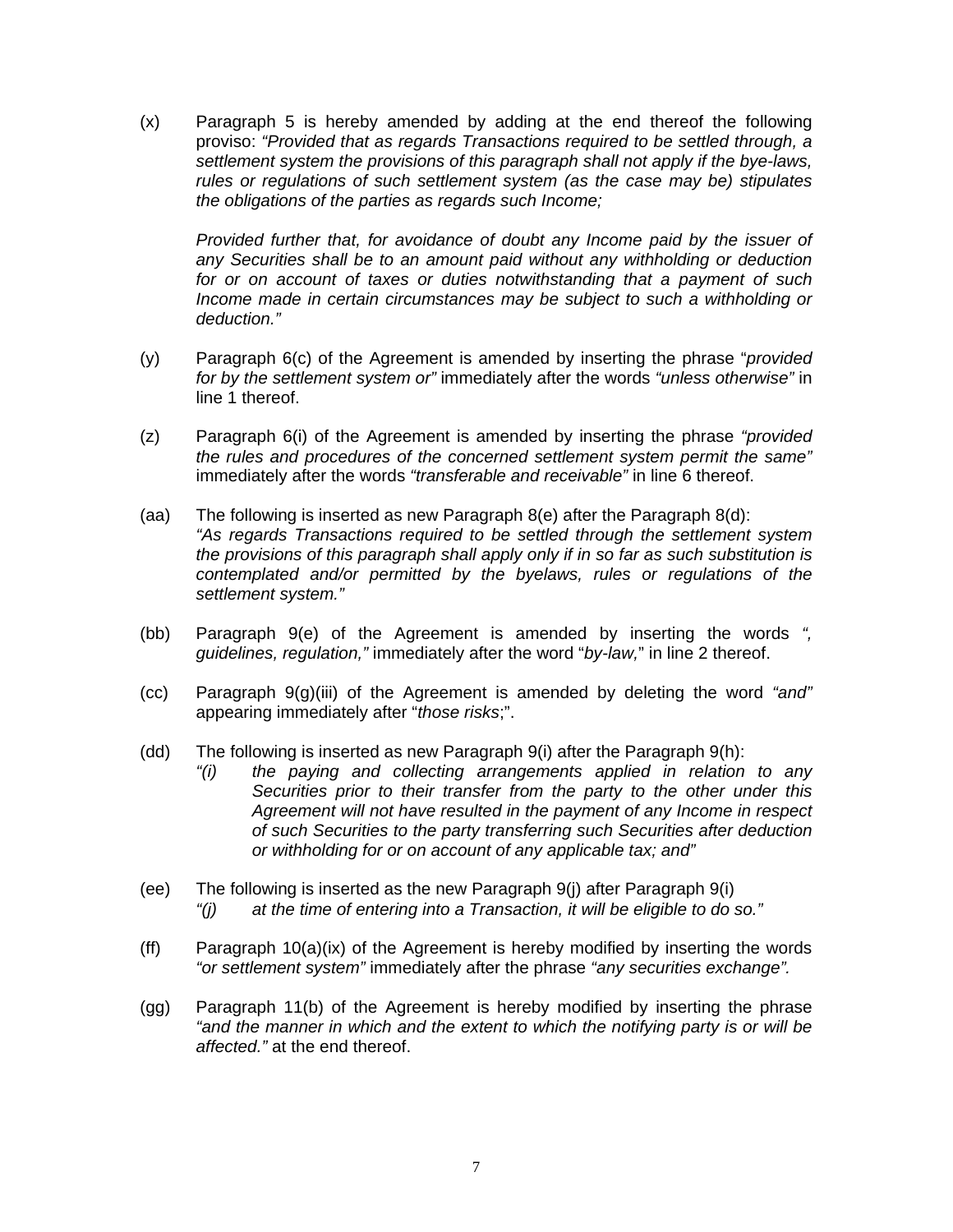(x) Paragraph 5 is hereby amended by adding at the end thereof the following proviso: *"Provided that as regards Transactions required to be settled through, a settlement system the provisions of this paragraph shall not apply if the bye-laws, rules or regulations of such settlement system (as the case may be) stipulates the obligations of the parties as regards such Income;*

*Provided further that, for avoidance of doubt any Income paid by the issuer of any Securities shall be to an amount paid without any withholding or deduction for or on account of taxes or duties notwithstanding that a payment of such Income made in certain circumstances may be subject to such a withholding or deduction."*

(y) Paragraph 6(c) of the Agreement is amended by inserting the phrase "*provided for by the settlement system or"* immediately after the words *"unless otherwise"* in line 1 thereof.

(z) Paragraph 6(i) of the Agreement is amended by inserting the phrase *"provided the rules and procedures of the concerned settlement system permit the same"* immediately after the words *"transferable and receivable"* in line 6 thereof.

(aa) The following is inserted as new Paragraph 8(e) after the Paragraph 8(d):
*"As regards Transactions required to be settled through the settlement system the provisions of this paragraph shall apply only if in so far as such substitution is contemplated and/or permitted by the byelaws, rules or regulations of the settlement system."*

(bb) Paragraph 9(e) of the Agreement is amended by inserting the words *", guidelines, regulation,"* immediately after the word "*by-law,*" in line 2 thereof.

(cc) Paragraph 9(g)(iii) of the Agreement is amended by deleting the word *"and"* appearing immediately after "*those risks*;".

(dd) The following is inserted as new Paragraph 9(i) after the Paragraph 9(h):
*"(i) the paying and collecting arrangements applied in relation to any Securities prior to their transfer from the party to the other under this Agreement will not have resulted in the payment of any Income in respect of such Securities to the party transferring such Securities after deduction or withholding for or on account of any applicable tax; and"*

(ee) The following is inserted as the new Paragraph 9(j) after Paragraph 9(i)
*"(j) at the time of entering into a Transaction, it will be eligible to do so."*

(ff) Paragraph 10(a)(ix) of the Agreement is hereby modified by inserting the words *"or settlement system"* immediately after the phrase *"any securities exchange".*

(gg) Paragraph 11(b) of the Agreement is hereby modified by inserting the phrase *"and the manner in which and the extent to which the notifying party is or will be affected."* at the end thereof.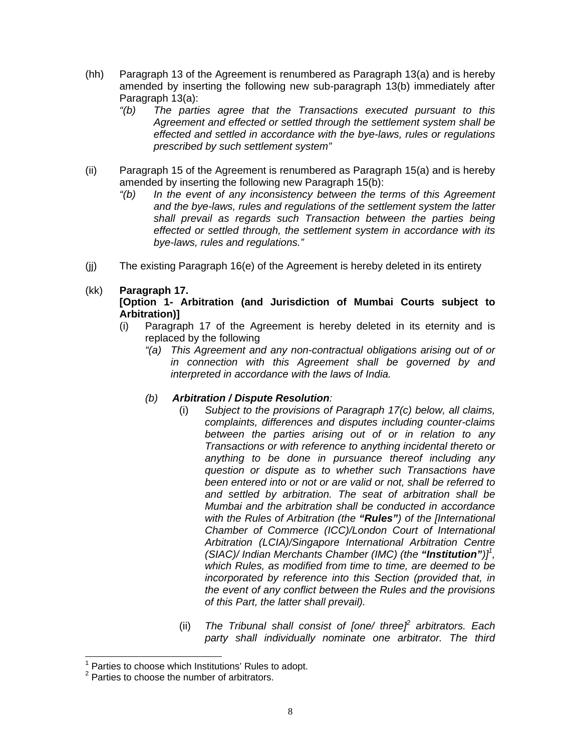(hh) Paragraph 13 of the Agreement is renumbered as Paragraph 13(a) and is hereby amended by inserting the following new sub-paragraph 13(b) immediately after Paragraph 13(a):

> *"(b) The parties agree that the Transactions executed pursuant to this Agreement and effected or settled through the settlement system shall be effected and settled in accordance with the bye-laws, rules or regulations prescribed by such settlement system"*

(ii) Paragraph 15 of the Agreement is renumbered as Paragraph 15(a) and is hereby amended by inserting the following new Paragraph 15(b):

> *"(b) In the event of any inconsistency between the terms of this Agreement and the bye-laws, rules and regulations of the settlement system the latter shall prevail as regards such Transaction between the parties being effected or settled through, the settlement system in accordance with its bye-laws, rules and regulations."*

(jj) The existing Paragraph 16(e) of the Agreement is hereby deleted in its entirety

(kk) **Paragraph 17.**

**[Option 1- Arbitration (and Jurisdiction of Mumbai Courts subject to Arbitration)]**

(i) Paragraph 17 of the Agreement is hereby deleted in its eternity and is replaced by the following

*"(a) This Agreement and any non-contractual obligations arising out of or in connection with this Agreement shall be governed by and interpreted in accordance with the laws of India.*

*(b) **Arbitration / Dispute Resolution**:*

(i) *Subject to the provisions of Paragraph 17(c) below, all claims, complaints, differences and disputes including counter-claims between the parties arising out of or in relation to any Transactions or with reference to anything incidental thereto or anything to be done in pursuance thereof including any question or dispute as to whether such Transactions have been entered into or not or are valid or not, shall be referred to and settled by arbitration. The seat of arbitration shall be Mumbai and the arbitration shall be conducted in accordance with the Rules of Arbitration (the **"Rules"**) of the [International Chamber of Commerce (ICC)/London Court of International Arbitration (LCIA)/Singapore International Arbitration Centre (SIAC)/ Indian Merchants Chamber (IMC) (the **"Institution"**)][1], which Rules, as modified from time to time, are deemed to be incorporated by reference into this Section (provided that, in the event of any conflict between the Rules and the provisions of this Part, the latter shall prevail).*

(ii) *The Tribunal shall consist of [one/ three][2] arbitrators. Each party shall individually nominate one arbitrator. The third*

---

[1] Parties to choose which Institutions' Rules to adopt.

[2] Parties to choose the number of arbitrators.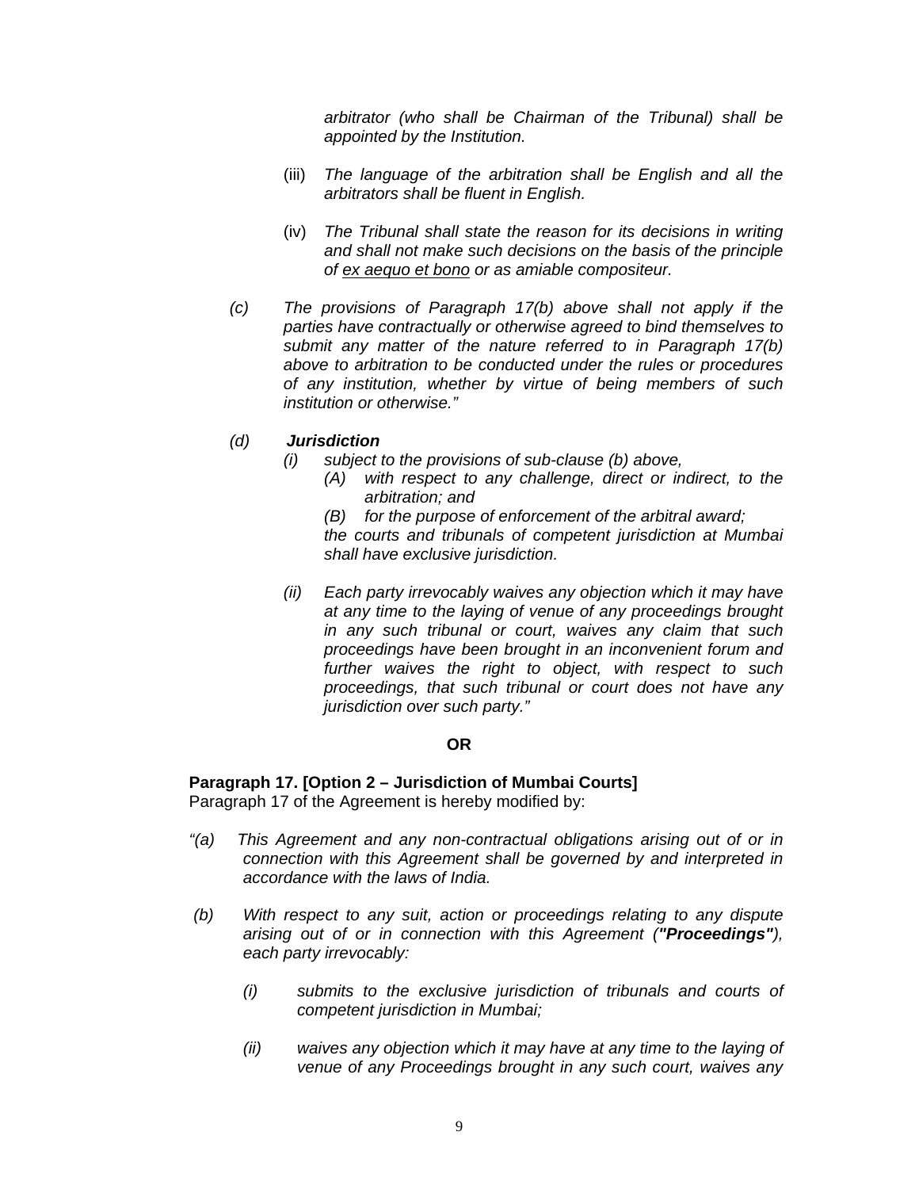*arbitrator (who shall be Chairman of the Tribunal) shall be appointed by the Institution.*

(iii) *The language of the arbitration shall be English and all the arbitrators shall be fluent in English.*

(iv) *The Tribunal shall state the reason for its decisions in writing and shall not make such decisions on the basis of the principle of ex aequo et bono or as amiable compositeur.*

*(c) The provisions of Paragraph 17(b) above shall not apply if the parties have contractually or otherwise agreed to bind themselves to submit any matter of the nature referred to in Paragraph 17(b) above to arbitration to be conducted under the rules or procedures of any institution, whether by virtue of being members of such institution or otherwise."*

*(d)* ***Jurisdiction***

*(i) subject to the provisions of sub-clause (b) above,*

*(A) with respect to any challenge, direct or indirect, to the arbitration; and*

*(B) for the purpose of enforcement of the arbitral award;*

*the courts and tribunals of competent jurisdiction at Mumbai shall have exclusive jurisdiction.*

*(ii) Each party irrevocably waives any objection which it may have at any time to the laying of venue of any proceedings brought in any such tribunal or court, waives any claim that such proceedings have been brought in an inconvenient forum and further waives the right to object, with respect to such proceedings, that such tribunal or court does not have any jurisdiction over such party."*

**OR**

**Paragraph 17. [Option 2 – Jurisdiction of Mumbai Courts]**
Paragraph 17 of the Agreement is hereby modified by:

*"(a) This Agreement and any non-contractual obligations arising out of or in connection with this Agreement shall be governed by and interpreted in accordance with the laws of India.*

*(b) With respect to any suit, action or proceedings relating to any dispute arising out of or in connection with this Agreement (**"Proceedings"**), each party irrevocably:*

*(i) submits to the exclusive jurisdiction of tribunals and courts of competent jurisdiction in Mumbai;*

*(ii) waives any objection which it may have at any time to the laying of venue of any Proceedings brought in any such court, waives any*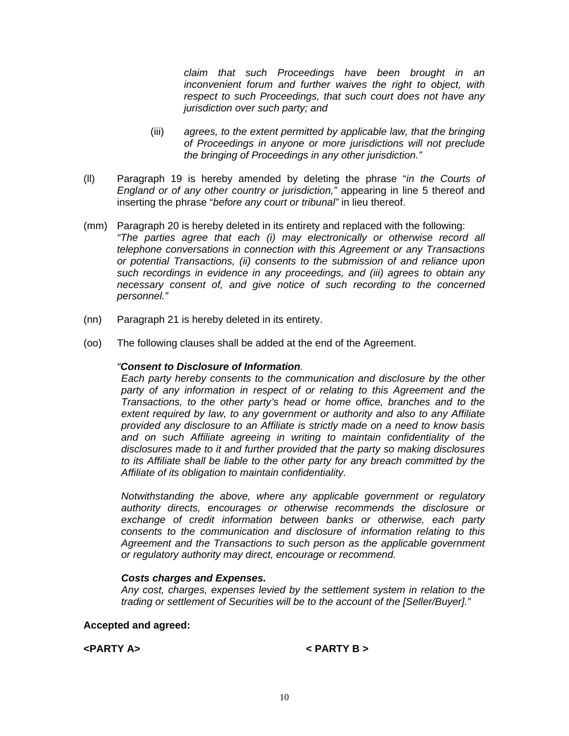*claim that such Proceedings have been brought in an inconvenient forum and further waives the right to object, with respect to such Proceedings, that such court does not have any jurisdiction over such party; and*

(iii) *agrees, to the extent permitted by applicable law, that the bringing of Proceedings in anyone or more jurisdictions will not preclude the bringing of Proceedings in any other jurisdiction."*

(ll) Paragraph 19 is hereby amended by deleting the phrase "*in the Courts of England or of any other country or jurisdiction,"* appearing in line 5 thereof and inserting the phrase "*before any court or tribunal"* in lieu thereof.

(mm) Paragraph 20 is hereby deleted in its entirety and replaced with the following: *"The parties agree that each (i) may electronically or otherwise record all telephone conversations in connection with this Agreement or any Transactions or potential Transactions, (ii) consents to the submission of and reliance upon such recordings in evidence in any proceedings, and (iii) agrees to obtain any necessary consent of, and give notice of such recording to the concerned personnel."*

(nn) Paragraph 21 is hereby deleted in its entirety.

(oo) The following clauses shall be added at the end of the Agreement.

*"**Consent to Disclosure of Information**.*
*Each party hereby consents to the communication and disclosure by the other party of any information in respect of or relating to this Agreement and the Transactions, to the other party's head or home office, branches and to the extent required by law, to any government or authority and also to any Affiliate provided any disclosure to an Affiliate is strictly made on a need to know basis and on such Affiliate agreeing in writing to maintain confidentiality of the disclosures made to it and further provided that the party so making disclosures to its Affiliate shall be liable to the other party for any breach committed by the Affiliate of its obligation to maintain confidentiality.*

*Notwithstanding the above, where any applicable government or regulatory authority directs, encourages or otherwise recommends the disclosure or exchange of credit information between banks or otherwise, each party consents to the communication and disclosure of information relating to this Agreement and the Transactions to such person as the applicable government or regulatory authority may direct, encourage or recommend.*

***Costs charges and Expenses.***
*Any cost, charges, expenses levied by the settlement system in relation to the trading or settlement of Securities will be to the account of the [Seller/Buyer]."*

**Accepted and agreed:**

**<PARTY A>** **< PARTY B >**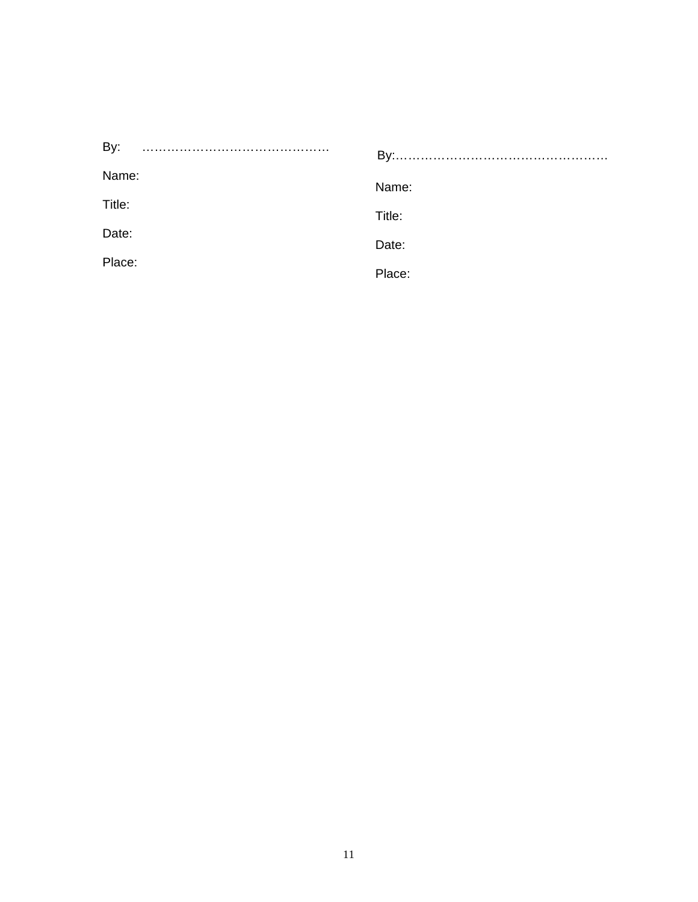By: ………………………………………

Name:

Title:

Date:

Place:

By:……………………………………………

Name:

Title:

Date:

Place: